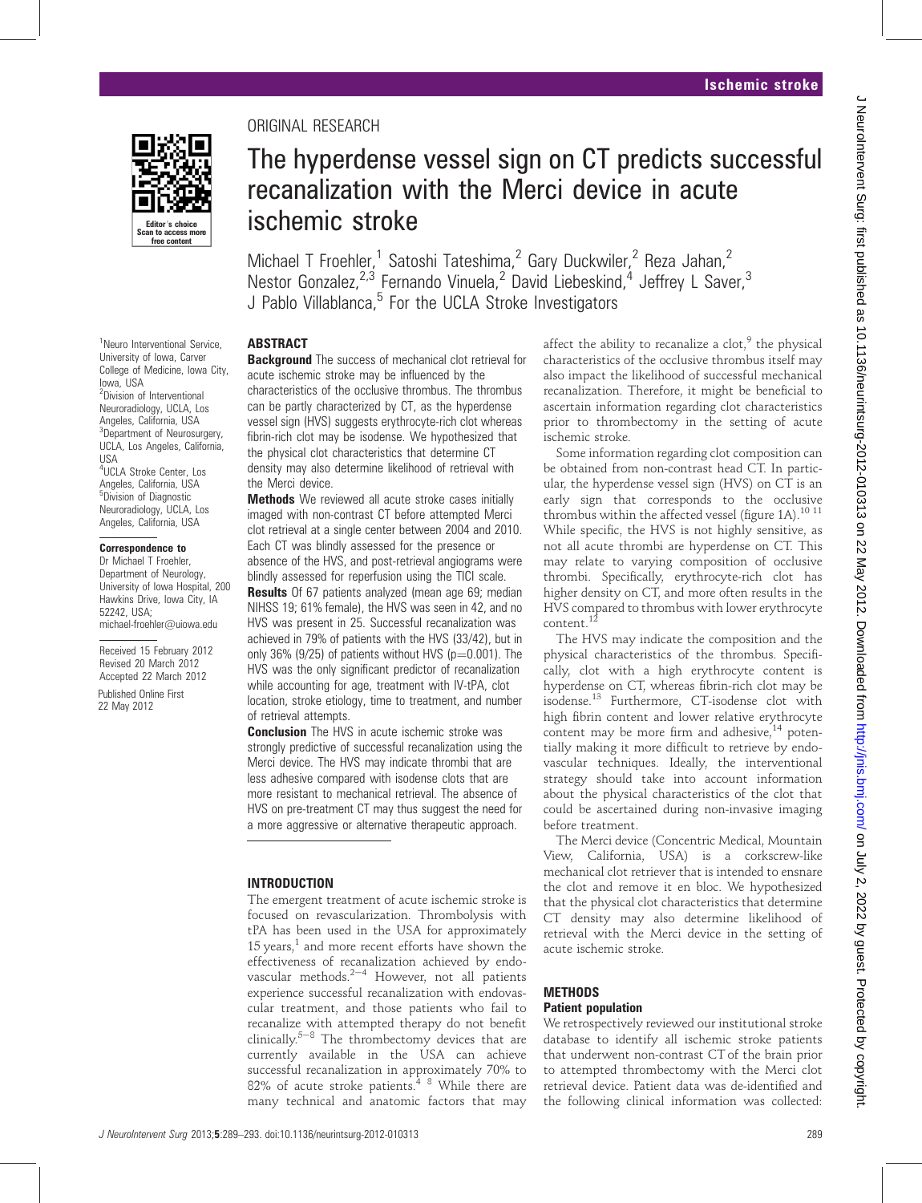ORIGINAL RESEARCH

# The hyperdense vessel sign on CT predicts successful recanalization with the Merci device in acute ischemic stroke

Michael T Froehler,[1] Satoshi Tateshima,[2] Gary Duckwiler,[2] Reza Jahan,[2] Nestor Gonzalez,[2,3] Fernando Vinuela,[2] David Liebeskind,[4] Jeffrey L Saver,[3] J Pablo Villablanca,[5] For the UCLA Stroke Investigators

[1]Neuro Interventional Service, University of Iowa, Carver College of Medicine, Iowa City, Iowa, USA
[2]Division of Interventional Neuroradiology, UCLA, Los Angeles, California, USA
[3]Department of Neurosurgery, UCLA, Los Angeles, California, USA
[4]UCLA Stroke Center, Los Angeles, California, USA
[5]Division of Diagnostic Neuroradiology, UCLA, Los Angeles, California, USA

**Correspondence to**
Dr Michael T Froehler, Department of Neurology, University of Iowa Hospital, 200 Hawkins Drive, Iowa City, IA 52242, USA; michael-froehler@uiowa.edu

Received 15 February 2012
Revised 20 March 2012
Accepted 22 March 2012

Published Online First 22 May 2012

## ABSTRACT

**Background** The success of mechanical clot retrieval for acute ischemic stroke may be influenced by the characteristics of the occlusive thrombus. The thrombus can be partly characterized by CT, as the hyperdense vessel sign (HVS) suggests erythrocyte-rich clot whereas fibrin-rich clot may be isodense. We hypothesized that the physical clot characteristics that determine CT density may also determine likelihood of retrieval with the Merci device.

**Methods** We reviewed all acute stroke cases initially imaged with non-contrast CT before attempted Merci clot retrieval at a single center between 2004 and 2010. Each CT was blindly assessed for the presence or absence of the HVS, and post-retrieval angiograms were blindly assessed for reperfusion using the TICI scale.

**Results** Of 67 patients analyzed (mean age 69; median NIHSS 19; 61% female), the HVS was seen in 42, and no HVS was present in 25. Successful recanalization was achieved in 79% of patients with the HVS (33/42), but in only 36% (9/25) of patients without HVS ($p=0.001$). The HVS was the only significant predictor of recanalization while accounting for age, treatment with IV-tPA, clot location, stroke etiology, time to treatment, and number of retrieval attempts.

**Conclusion** The HVS in acute ischemic stroke was strongly predictive of successful recanalization using the Merci device. The HVS may indicate thrombi that are less adhesive compared with isodense clots that are more resistant to mechanical retrieval. The absence of HVS on pre-treatment CT may thus suggest the need for a more aggressive or alternative therapeutic approach.

## INTRODUCTION

The emergent treatment of acute ischemic stroke is focused on revascularization. Thrombolysis with tPA has been used in the USA for approximately 15 years,[1] and more recent efforts have shown the effectiveness of recanalization achieved by endovascular methods.[2–4] However, not all patients experience successful recanalization with endovascular treatment, and those patients who fail to recanalize with attempted therapy do not benefit clinically.[5–8] The thrombectomy devices that are currently available in the USA can achieve successful recanalization in approximately 70% to 82% of acute stroke patients.[4 8] While there are many technical and anatomic factors that may affect the ability to recanalize a clot,[9] the physical characteristics of the occlusive thrombus itself may also impact the likelihood of successful mechanical recanalization. Therefore, it might be beneficial to ascertain information regarding clot characteristics prior to thrombectomy in the setting of acute ischemic stroke.

Some information regarding clot composition can be obtained from non-contrast head CT. In particular, the hyperdense vessel sign (HVS) on CT is an early sign that corresponds to the occlusive thrombus within the affected vessel (figure 1A).[10 11] While specific, the HVS is not highly sensitive, as not all acute thrombi are hyperdense on CT. This may relate to varying composition of occlusive thrombi. Specifically, erythrocyte-rich clot has higher density on CT, and more often results in the HVS compared to thrombus with lower erythrocyte content.[12]

The HVS may indicate the composition and the physical characteristics of the thrombus. Specifically, clot with a high erythrocyte content is hyperdense on CT, whereas fibrin-rich clot may be isodense.[13] Furthermore, CT-isodense clot with high fibrin content and lower relative erythrocyte content may be more firm and adhesive,[14] potentially making it more difficult to retrieve by endovascular techniques. Ideally, the interventional strategy should take into account information about the physical characteristics of the clot that could be ascertained during non-invasive imaging before treatment.

The Merci device (Concentric Medical, Mountain View, California, USA) is a corkscrew-like mechanical clot retriever that is intended to ensnare the clot and remove it en bloc. We hypothesized that the physical clot characteristics that determine CT density may also determine likelihood of retrieval with the Merci device in the setting of acute ischemic stroke.

## METHODS

### Patient population

We retrospectively reviewed our institutional stroke database to identify all ischemic stroke patients that underwent non-contrast CT of the brain prior to attempted thrombectomy with the Merci clot retrieval device. Patient data was de-identified and the following clinical information was collected: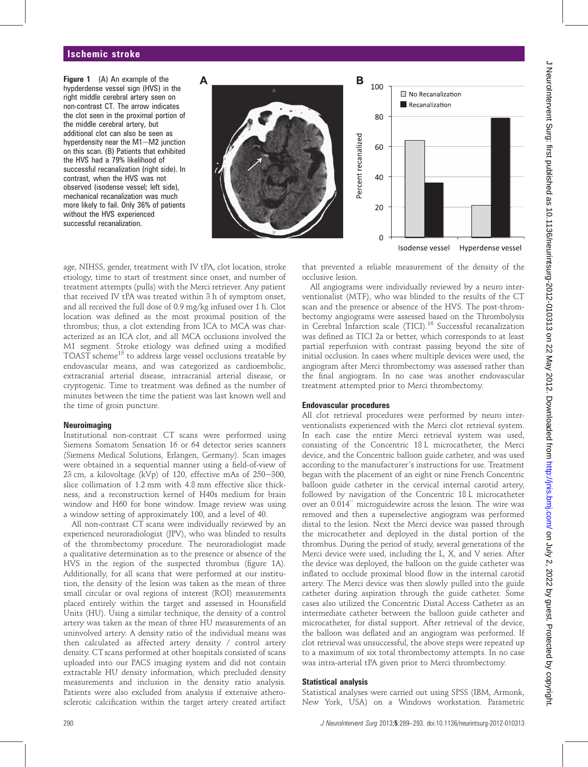Figure 1 (A) An example of the hypderdense vessel sign (HVS) in the right middle cerebral artery seen on non-contrast CT. The arrow indicates the clot seen in the proximal portion of the middle cerebral artery, but additional clot can also be seen as hyperdensity near the M1–M2 junction on this scan. (B) Patients that exhibited the HVS had a 79% likelihood of successful recanalization (right side). In contrast, when the HVS was not observed (isodense vessel; left side), mechanical recanalization was much more likely to fail. Only 36% of patients without the HVS experienced successful recanalization.

A

B

No Recanalization
Recanalization

Percent recanalized

0
20
40
60
80
100

Isodense vessel
Hyperdense vessel

age, NIHSS, gender, treatment with IV tPA, clot location, stroke etiology, time to start of treatment since onset, and number of treatment attempts (pulls) with the Merci retriever. Any patient that received IV tPA was treated within 3 h of symptom onset, and all received the full dose of 0.9 mg/kg infused over 1 h. Clot location was defined as the most proximal position of the thrombus; thus, a clot extending from ICA to MCA was characterized as an ICA clot, and all MCA occlusions involved the M1 segment. Stroke etiology was defined using a modified TOAST scheme[15] to address large vessel occlusions treatable by endovascular means, and was categorized as cardioembolic, extracranial arterial disease, intracranial arterial disease, or cryptogenic. Time to treatment was defined as the number of minutes between the time the patient was last known well and the time of groin puncture.

### Neuroimaging

Institutional non-contrast CT scans were performed using Siemens Somatom Sensation 16 or 64 detector series scanners (Siemens Medical Solutions, Erlangen, Germany). Scan images were obtained in a sequential manner using a field-of-view of 23 cm, a kilovoltage (kVp) of 120, effective mAs of 250–300, slice collimation of 1.2 mm with 4.8 mm effective slice thickness, and a reconstruction kernel of H40s medium for brain window and H60 for bone window. Image review was using a window setting of approximately 100, and a level of 40.

All non-contrast CT scans were individually reviewed by an experienced neuroradiologist (JPV), who was blinded to results of the thrombectomy procedure. The neuroradiologist made a qualitative determination as to the presence or absence of the HVS in the region of the suspected thrombus (figure 1A). Additionally, for all scans that were performed at our institution, the density of the lesion was taken as the mean of three small circular or oval regions of interest (ROI) measurements placed entirely within the target and assessed in Hounsfield Units (HU). Using a similar technique, the density of a control artery was taken as the mean of three HU measurements of an uninvolved artery. A density ratio of the individual means was then calculated as affected artery density / control artery density. CT scans performed at other hospitals consisted of scans uploaded into our PACS imaging system and did not contain extractable HU density information, which precluded density measurements and inclusion in the density ratio analysis. Patients were also excluded from analysis if extensive atherosclerotic calcification within the target artery created artifact that prevented a reliable measurement of the density of the occlusive lesion.

All angiograms were individually reviewed by a neuro interventionalist (MTF), who was blinded to the results of the CT scan and the presence or absence of the HVS. The post-thrombectomy angiograms were assessed based on the Thrombolysis in Cerebral Infarction scale (TICI).[16] Successful recanalization was defined as TICI 2a or better, which corresponds to at least partial reperfusion with contrast passing beyond the site of initial occlusion. In cases where multiple devices were used, the angiogram after Merci thrombectomy was assessed rather than the final angiogram. In no case was another endovascular treatment attempted prior to Merci thrombectomy.

### Endovascular procedures

All clot retrieval procedures were performed by neuro interventionalists experienced with the Merci clot retrieval system. In each case the entire Merci retrieval system was used, consisting of the Concentric 18 L microcatheter, the Merci device, and the Concentric balloon guide catheter, and was used according to the manufacturer's instructions for use. Treatment began with the placement of an eight or nine French Concentric balloon guide catheter in the cervical internal carotid artery, followed by navigation of the Concentric 18 L microcatheter over an 0.014″ microguidewire across the lesion. The wire was removed and then a superselective angiogram was performed distal to the lesion. Next the Merci device was passed through the microcatheter and deployed in the distal portion of the thrombus. During the period of study, several generations of the Merci device were used, including the L, X, and V series. After the device was deployed, the balloon on the guide catheter was inflated to occlude proximal blood flow in the internal carotid artery. The Merci device was then slowly pulled into the guide catheter during aspiration through the guide catheter. Some cases also utilized the Concentric Distal Access Catheter as an intermediate catheter between the balloon guide catheter and microcatheter, for distal support. After retrieval of the device, the balloon was deflated and an angiogram was performed. If clot retrieval was unsuccessful, the above steps were repeated up to a maximum of six total thrombectomy attempts. In no case was intra-arterial tPA given prior to Merci thrombectomy.

### Statistical analysis

Statistical analyses were carried out using SPSS (IBM, Armonk, New York, USA) on a Windows workstation. Parametric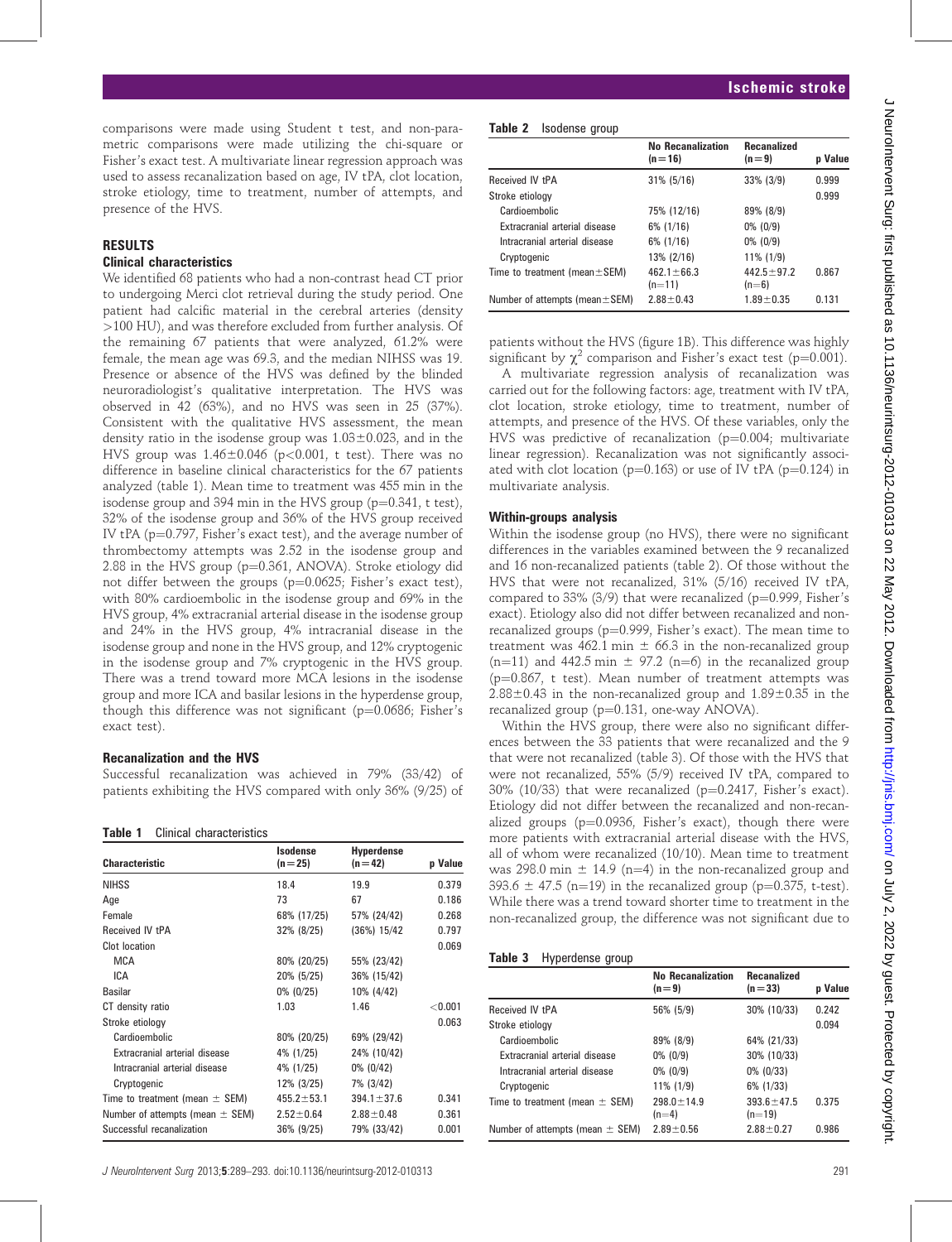comparisons were made using Student t test, and non-parametric comparisons were made utilizing the chi-square or Fisher's exact test. A multivariate linear regression approach was used to assess recanalization based on age, IV tPA, clot location, stroke etiology, time to treatment, number of attempts, and presence of the HVS.

## RESULTS

### Clinical characteristics

We identified 68 patients who had a non-contrast head CT prior to undergoing Merci clot retrieval during the study period. One patient had calcific material in the cerebral arteries (density >100 HU), and was therefore excluded from further analysis. Of the remaining 67 patients that were analyzed, 61.2% were female, the mean age was 69.3, and the median NIHSS was 19. Presence or absence of the HVS was defined by the blinded neuroradiologist's qualitative interpretation. The HVS was observed in 42 (63%), and no HVS was seen in 25 (37%). Consistent with the qualitative HVS assessment, the mean density ratio in the isodense group was 1.03±0.023, and in the HVS group was 1.46±0.046 (p<0.001, t test). There was no difference in baseline clinical characteristics for the 67 patients analyzed (table 1). Mean time to treatment was 455 min in the isodense group and 394 min in the HVS group (p=0.341, t test), 32% of the isodense group and 36% of the HVS group received IV tPA (p=0.797, Fisher's exact test), and the average number of thrombectomy attempts was 2.52 in the isodense group and 2.88 in the HVS group (p=0.361, ANOVA). Stroke etiology did not differ between the groups (p=0.0625; Fisher's exact test), with 80% cardioembolic in the isodense group and 69% in the HVS group, 4% extracranial arterial disease in the isodense group and 24% in the HVS group, 4% intracranial disease in the isodense group and none in the HVS group, and 12% cryptogenic in the isodense group and 7% cryptogenic in the HVS group. There was a trend toward more MCA lesions in the isodense group and more ICA and basilar lesions in the hyperdense group, though this difference was not significant (p=0.0686; Fisher's exact test).

### Recanalization and the HVS

Successful recanalization was achieved in 79% (33/42) of patients exhibiting the HVS compared with only 36% (9/25) of patients without the HVS (figure 1B). This difference was highly significant by $\chi^2$ comparison and Fisher's exact test (p=0.001).

A multivariate regression analysis of recanalization was carried out for the following factors: age, treatment with IV tPA, clot location, stroke etiology, time to treatment, number of attempts, and presence of the HVS. Of these variables, only the HVS was predictive of recanalization (p=0.004; multivariate linear regression). Recanalization was not significantly associated with clot location (p=0.163) or use of IV tPA (p=0.124) in multivariate analysis.

**Table 1** Clinical characteristics

| Characteristic | Isodense (n=25) | Hyperdense (n=42) | p Value |
|---|---|---|---|
| NIHSS | 18.4 | 19.9 | 0.379 |
| Age | 73 | 67 | 0.186 |
| Female | 68% (17/25) | 57% (24/42) | 0.268 |
| Received IV tPA | 32% (8/25) | (36%) 15/42 | 0.797 |
| Clot location | | | 0.069 |
| MCA | 80% (20/25) | 55% (23/42) | |
| ICA | 20% (5/25) | 36% (15/42) | |
| Basilar | 0% (0/25) | 10% (4/42) | |
| CT density ratio | 1.03 | 1.46 | <0.001 |
| Stroke etiology | | | 0.063 |
| Cardioembolic | 80% (20/25) | 69% (29/42) | |
| Extracranial arterial disease | 4% (1/25) | 24% (10/42) | |
| Intracranial arterial disease | 4% (1/25) | 0% (0/42) | |
| Cryptogenic | 12% (3/25) | 7% (3/42) | |
| Time to treatment (mean ± SEM) | 455.2±53.1 | 394.1±37.6 | 0.341 |
| Number of attempts (mean ± SEM) | 2.52±0.64 | 2.88±0.48 | 0.361 |
| Successful recanalization | 36% (9/25) | 79% (33/42) | 0.001 |

**Table 2** Isodense group

| | No Recanalization (n=16) | Recanalized (n=9) | p Value |
|---|---|---|---|
| Received IV tPA | 31% (5/16) | 33% (3/9) | 0.999 |
| Stroke etiology | | | 0.999 |
| Cardioembolic | 75% (12/16) | 89% (8/9) | |
| Extracranial arterial disease | 6% (1/16) | 0% (0/9) | |
| Intracranial arterial disease | 6% (1/16) | 0% (0/9) | |
| Cryptogenic | 13% (2/16) | 11% (1/9) | |
| Time to treatment (mean±SEM) | 462.1±66.3 (n=11) | 442.5±97.2 (n=6) | 0.867 |
| Number of attempts (mean±SEM) | 2.88±0.43 | 1.89±0.35 | 0.131 |

### Within-groups analysis

Within the isodense group (no HVS), there were no significant differences in the variables examined between the 9 recanalized and 16 non-recanalized patients (table 2). Of those without the HVS that were not recanalized, 31% (5/16) received IV tPA, compared to 33% (3/9) that were recanalized (p=0.999, Fisher's exact). Etiology also did not differ between recanalized and non-recanalized groups (p=0.999, Fisher's exact). The mean time to treatment was 462.1 min ± 66.3 in the non-recanalized group (n=11) and 442.5 min ± 97.2 (n=6) in the recanalized group (p=0.867, t test). Mean number of treatment attempts was 2.88±0.43 in the non-recanalized group and 1.89±0.35 in the recanalized group (p=0.131, one-way ANOVA).

Within the HVS group, there were also no significant differences between the 33 patients that were recanalized and the 9 that were not recanalized (table 3). Of those with the HVS that were not recanalized, 55% (5/9) received IV tPA, compared to 30% (10/33) that were recanalized (p=0.2417, Fisher's exact). Etiology did not differ between the recanalized and non-recanalized groups (p=0.0936, Fisher's exact), though there were more patients with extracranial arterial disease with the HVS, all of whom were recanalized (10/10). Mean time to treatment was 298.0 min ± 14.9 (n=4) in the non-recanalized group and 393.6 ± 47.5 (n=19) in the recanalized group (p=0.375, t-test). While there was a trend toward shorter time to treatment in the non-recanalized group, the difference was not significant due to

**Table 3** Hyperdense group

| | No Recanalization (n=9) | Recanalized (n=33) | p Value |
|---|---|---|---|
| Received IV tPA | 56% (5/9) | 30% (10/33) | 0.242 |
| Stroke etiology | | | 0.094 |
| Cardioembolic | 89% (8/9) | 64% (21/33) | |
| Extracranial arterial disease | 0% (0/9) | 30% (10/33) | |
| Intracranial arterial disease | 0% (0/9) | 0% (0/33) | |
| Cryptogenic | 11% (1/9) | 6% (1/33) | |
| Time to treatment (mean ± SEM) | 298.0±14.9 (n=4) | 393.6±47.5 (n=19) | 0.375 |
| Number of attempts (mean ± SEM) | 2.89±0.56 | 2.88±0.27 | 0.986 |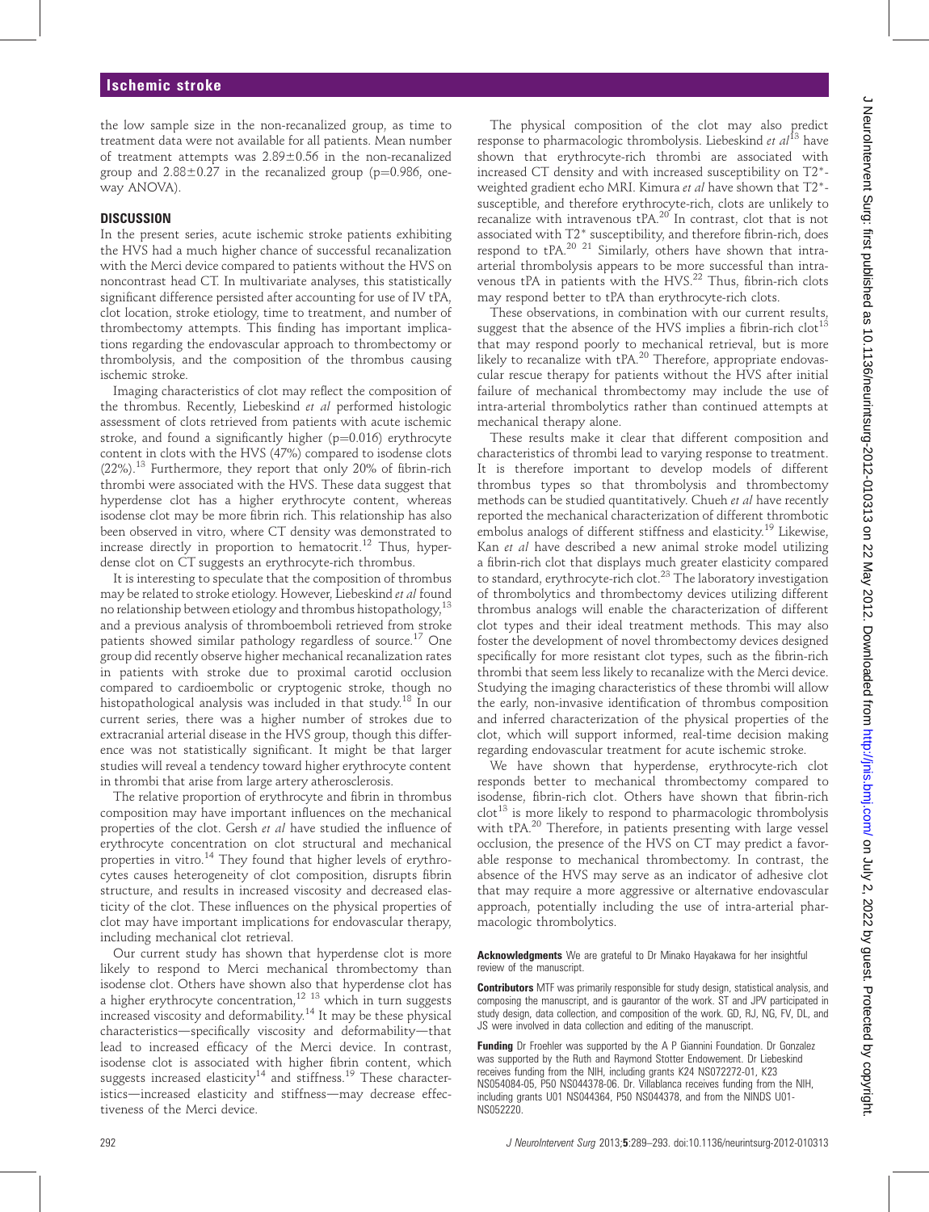the low sample size in the non-recanalized group, as time to treatment data were not available for all patients. Mean number of treatment attempts was 2.89±0.56 in the non-recanalized group and 2.88±0.27 in the recanalized group (p=0.986, one-way ANOVA).

## DISCUSSION

In the present series, acute ischemic stroke patients exhibiting the HVS had a much higher chance of successful recanalization with the Merci device compared to patients without the HVS on noncontrast head CT. In multivariate analyses, this statistically significant difference persisted after accounting for use of IV tPA, clot location, stroke etiology, time to treatment, and number of thrombectomy attempts. This finding has important implications regarding the endovascular approach to thrombectomy or thrombolysis, and the composition of the thrombus causing ischemic stroke.

Imaging characteristics of clot may reflect the composition of the thrombus. Recently, Liebeskind *et al* performed histologic assessment of clots retrieved from patients with acute ischemic stroke, and found a significantly higher (p=0.016) erythrocyte content in clots with the HVS (47%) compared to isodense clots (22%).[13] Furthermore, they report that only 20% of fibrin-rich thrombi were associated with the HVS. These data suggest that hyperdense clot has a higher erythrocyte content, whereas isodense clot may be more fibrin rich. This relationship has also been observed in vitro, where CT density was demonstrated to increase directly in proportion to hematocrit.[12] Thus, hyperdense clot on CT suggests an erythrocyte-rich thrombus.

It is interesting to speculate that the composition of thrombus may be related to stroke etiology. However, Liebeskind *et al* found no relationship between etiology and thrombus histopathology,[13] and a previous analysis of thromboemboli retrieved from stroke patients showed similar pathology regardless of source.[17] One group did recently observe higher mechanical recanalization rates in patients with stroke due to proximal carotid occlusion compared to cardioembolic or cryptogenic stroke, though no histopathological analysis was included in that study.[18] In our current series, there was a higher number of strokes due to extracranial arterial disease in the HVS group, though this difference was not statistically significant. It might be that larger studies will reveal a tendency toward higher erythrocyte content in thrombi that arise from large artery atherosclerosis.

The relative proportion of erythrocyte and fibrin in thrombus composition may have important influences on the mechanical properties of the clot. Gersh *et al* have studied the influence of erythrocyte concentration on clot structural and mechanical properties in vitro.[14] They found that higher levels of erythrocytes causes heterogeneity of clot composition, disrupts fibrin structure, and results in increased viscosity and decreased elasticity of the clot. These influences on the physical properties of clot may have important implications for endovascular therapy, including mechanical clot retrieval.

Our current study has shown that hyperdense clot is more likely to respond to Merci mechanical thrombectomy than isodense clot. Others have shown also that hyperdense clot has a higher erythrocyte concentration,[12 13] which in turn suggests increased viscosity and deformability.[14] It may be these physical characteristics—specifically viscosity and deformability—that lead to increased efficacy of the Merci device. In contrast, isodense clot is associated with higher fibrin content, which suggests increased elasticity[14] and stiffness.[19] These characteristics—increased elasticity and stiffness—may decrease effectiveness of the Merci device.

The physical composition of the clot may also predict response to pharmacologic thrombolysis. Liebeskind *et al*[13] have shown that erythrocyte-rich thrombi are associated with increased CT density and with increased susceptibility on T2*-weighted gradient echo MRI. Kimura *et al* have shown that T2*-susceptible, and therefore erythrocyte-rich, clots are unlikely to recanalize with intravenous tPA.[20] In contrast, clot that is not associated with T2* susceptibility, and therefore fibrin-rich, does respond to tPA.[20 21] Similarly, others have shown that intra-arterial thrombolysis appears to be more successful than intravenous tPA in patients with the HVS.[22] Thus, fibrin-rich clots may respond better to tPA than erythrocyte-rich clots.

These observations, in combination with our current results, suggest that the absence of the HVS implies a fibrin-rich clot[13] that may respond poorly to mechanical retrieval, but is more likely to recanalize with tPA.[20] Therefore, appropriate endovascular rescue therapy for patients without the HVS after initial failure of mechanical thrombectomy may include the use of intra-arterial thrombolytics rather than continued attempts at mechanical therapy alone.

These results make it clear that different composition and characteristics of thrombi lead to varying response to treatment. It is therefore important to develop models of different thrombus types so that thrombolysis and thrombectomy methods can be studied quantitatively. Chueh *et al* have recently reported the mechanical characterization of different thrombotic embolus analogs of different stiffness and elasticity.[19] Likewise, Kan *et al* have described a new animal stroke model utilizing a fibrin-rich clot that displays much greater elasticity compared to standard, erythrocyte-rich clot.[23] The laboratory investigation of thrombolytics and thrombectomy devices utilizing different thrombus analogs will enable the characterization of different clot types and their ideal treatment methods. This may also foster the development of novel thrombectomy devices designed specifically for more resistant clot types, such as the fibrin-rich thrombi that seem less likely to recanalize with the Merci device. Studying the imaging characteristics of these thrombi will allow the early, non-invasive identification of thrombus composition and inferred characterization of the physical properties of the clot, which will support informed, real-time decision making regarding endovascular treatment for acute ischemic stroke.

We have shown that hyperdense, erythrocyte-rich clot responds better to mechanical thrombectomy compared to isodense, fibrin-rich clot. Others have shown that fibrin-rich clot[13] is more likely to respond to pharmacologic thrombolysis with tPA.[20] Therefore, in patients presenting with large vessel occlusion, the presence of the HVS on CT may predict a favorable response to mechanical thrombectomy. In contrast, the absence of the HVS may serve as an indicator of adhesive clot that may require a more aggressive or alternative endovascular approach, potentially including the use of intra-arterial pharmacologic thrombolytics.

**Acknowledgments** We are grateful to Dr Minako Hayakawa for her insightful review of the manuscript.

**Contributors** MTF was primarily responsible for study design, statistical analysis, and composing the manuscript, and is gaurantor of the work. ST and JPV participated in study design, data collection, and composition of the work. GD, RJ, NG, FV, DL, and JS were involved in data collection and editing of the manuscript.

**Funding** Dr Froehler was supported by the A P Giannini Foundation. Dr Gonzalez was supported by the Ruth and Raymond Stotter Endowement. Dr Liebeskind receives funding from the NIH, including grants K24 NS072272-01, K23 NS054084-05, P50 NS044378-06. Dr. Villablanca receives funding from the NIH, including grants U01 NS044364, P50 NS044378, and from the NINDS U01-NS052220.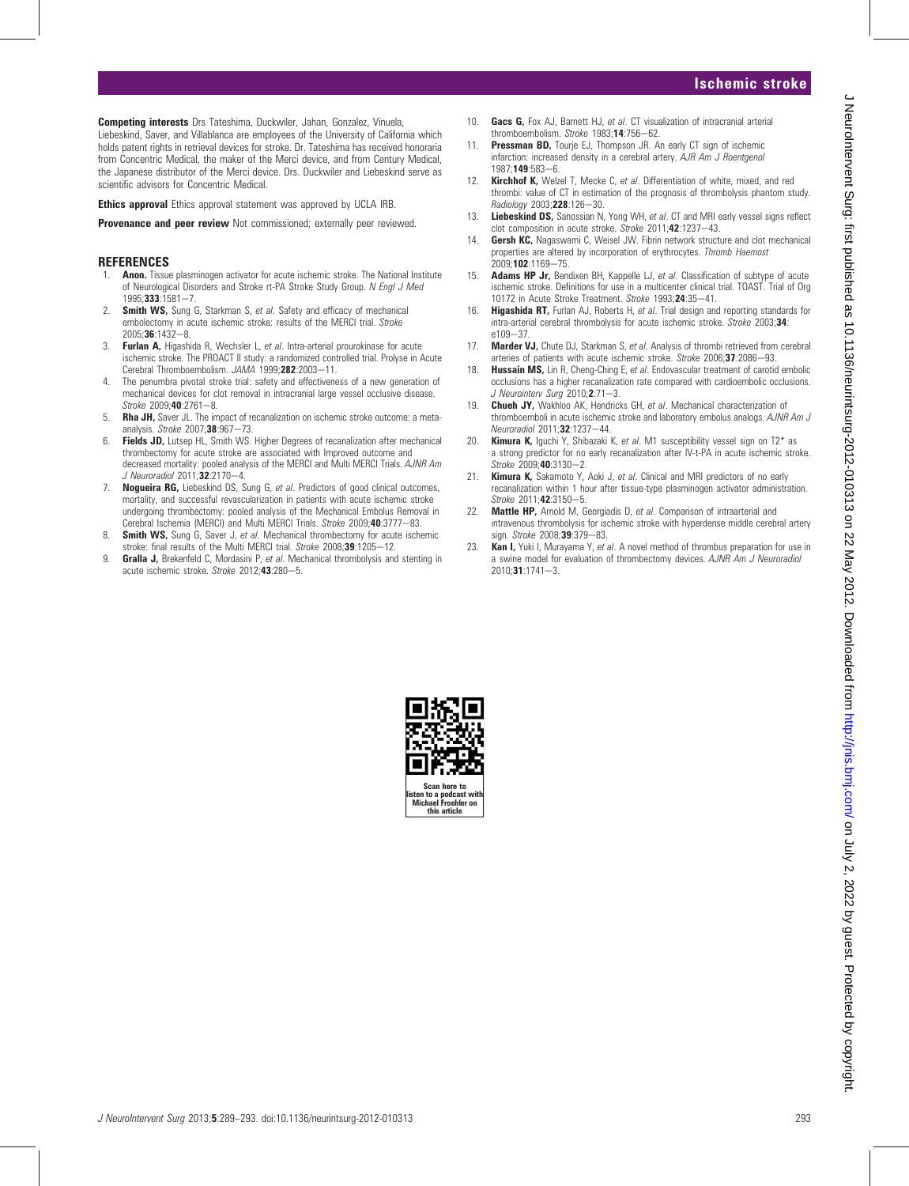**Competing interests** Drs Tateshima, Duckwiler, Jahan, Gonzalez, Vinuela, Liebeskind, Saver, and Villablanca are employees of the University of California which holds patent rights in retrieval devices for stroke. Dr. Tateshima has received honoraria from Concentric Medical, the maker of the Merci device, and from Century Medical, the Japanese distributor of the Merci device. Drs. Duckwiler and Liebeskind serve as scientific advisors for Concentric Medical.

**Ethics approval** Ethics approval statement was approved by UCLA IRB.

**Provenance and peer review** Not commissioned; externally peer reviewed.

## REFERENCES

1. **Anon.** Tissue plasminogen activator for acute ischemic stroke. The National Institute of Neurological Disorders and Stroke rt-PA Stroke Study Group. *N Engl J Med* 1995;**333**:1581–7.
2. **Smith WS,** Sung G, Starkman S, *et al*. Safety and efficacy of mechanical embolectomy in acute ischemic stroke: results of the MERCI trial. *Stroke* 2005;**36**:1432–8.
3. **Furlan A,** Higashida R, Wechsler L, *et al*. Intra-arterial prourokinase for acute ischemic stroke. The PROACT II study: a randomized controlled trial. Prolyse in Acute Cerebral Thromboembolism. *JAMA* 1999;**282**:2003–11.
4. The penumbra pivotal stroke trial: safety and effectiveness of a new generation of mechanical devices for clot removal in intracranial large vessel occlusive disease. *Stroke* 2009;**40**:2761–8.
5. **Rha JH,** Saver JL. The impact of recanalization on ischemic stroke outcome: a meta-analysis. *Stroke* 2007;**38**:967–73.
6. **Fields JD,** Lutsep HL, Smith WS. Higher Degrees of recanalization after mechanical thrombectomy for acute stroke are associated with Improved outcome and decreased mortality: pooled analysis of the MERCI and Multi MERCI Trials. *AJNR Am J Neuroradiol* 2011;**32**:2170–4.
7. **Nogueira RG,** Liebeskind DS, Sung G, *et al*. Predictors of good clinical outcomes, mortality, and successful revascularization in patients with acute ischemic stroke undergoing thrombectomy: pooled analysis of the Mechanical Embolus Removal in Cerebral Ischemia (MERCI) and Multi MERCI Trials. *Stroke* 2009;**40**:3777–83.
8. **Smith WS,** Sung G, Saver J, *et al*. Mechanical thrombectomy for acute ischemic stroke: final results of the Multi MERCI trial. *Stroke* 2008;**39**:1205–12.
9. **Gralla J,** Brekenfeld C, Mordasini P, *et al*. Mechanical thrombolysis and stenting in acute ischemic stroke. *Stroke* 2012;**43**:280–5.
10. **Gacs G,** Fox AJ, Barnett HJ, *et al*. CT visualization of intracranial arterial thromboembolism. *Stroke* 1983;**14**:756–62.
11. **Pressman BD,** Tourje EJ, Thompson JR. An early CT sign of ischemic infarction: increased density in a cerebral artery. *AJR Am J Roentgenol* 1987;**149**:583–6.
12. **Kirchhof K,** Welzel T, Mecke C, *et al*. Differentiation of white, mixed, and red thrombi: value of CT in estimation of the prognosis of thrombolysis phantom study. *Radiology* 2003;**228**:126–30.
13. **Liebeskind DS,** Sanossian N, Yong WH, *et al*. CT and MRI early vessel signs reflect clot composition in acute stroke. *Stroke* 2011;**42**:1237–43.
14. **Gersh KC,** Nagaswami C, Weisel JW. Fibrin network structure and clot mechanical properties are altered by incorporation of erythrocytes. *Thromb Haemost* 2009;**102**:1169–75.
15. **Adams HP Jr,** Bendixen BH, Kappelle LJ, *et al*. Classification of subtype of acute ischemic stroke. Definitions for use in a multicenter clinical trial. TOAST. Trial of Org 10172 in Acute Stroke Treatment. *Stroke* 1993;**24**:35–41.
16. **Higashida RT,** Furlan AJ, Roberts H, *et al*. Trial design and reporting standards for intra-arterial cerebral thrombolysis for acute ischemic stroke. *Stroke* 2003;**34**:e109–37.
17. **Marder VJ,** Chute DJ, Starkman S, *et al*. Analysis of thrombi retrieved from cerebral arteries of patients with acute ischemic stroke. *Stroke* 2006;**37**:2086–93.
18. **Hussain MS,** Lin R, Cheng-Ching E, *et al*. Endovascular treatment of carotid embolic occlusions has a higher recanalization rate compared with cardioembolic occlusions. *J Neurointerv Surg* 2010;**2**:71–3.
19. **Chueh JY,** Wakhloo AK, Hendricks GH, *et al*. Mechanical characterization of thromboemboli in acute ischemic stroke and laboratory embolus analogs. *AJNR Am J Neuroradiol* 2011;**32**:1237–44.
20. **Kimura K,** Iguchi Y, Shibazaki K, *et al*. M1 susceptibility vessel sign on T2* as a strong predictor for no early recanalization after IV-t-PA in acute ischemic stroke. *Stroke* 2009;**40**:3130–2.
21. **Kimura K,** Sakamoto Y, Aoki J, *et al*. Clinical and MRI predictors of no early recanalization within 1 hour after tissue-type plasminogen activator administration. *Stroke* 2011;**42**:3150–5.
22. **Mattle HP,** Arnold M, Georgiadis D, *et al*. Comparison of intraarterial and intravenous thrombolysis for ischemic stroke with hyperdense middle cerebral artery sign. *Stroke* 2008;**39**:379–83.
23. **Kan I,** Yuki I, Murayama Y, *et al*. A novel method of thrombus preparation for use in a swine model for evaluation of thrombectomy devices. *AJNR Am J Neuroradiol* 2010;**31**:1741–3.

Scan here to listen to a podcast with Michael Froehler on this article